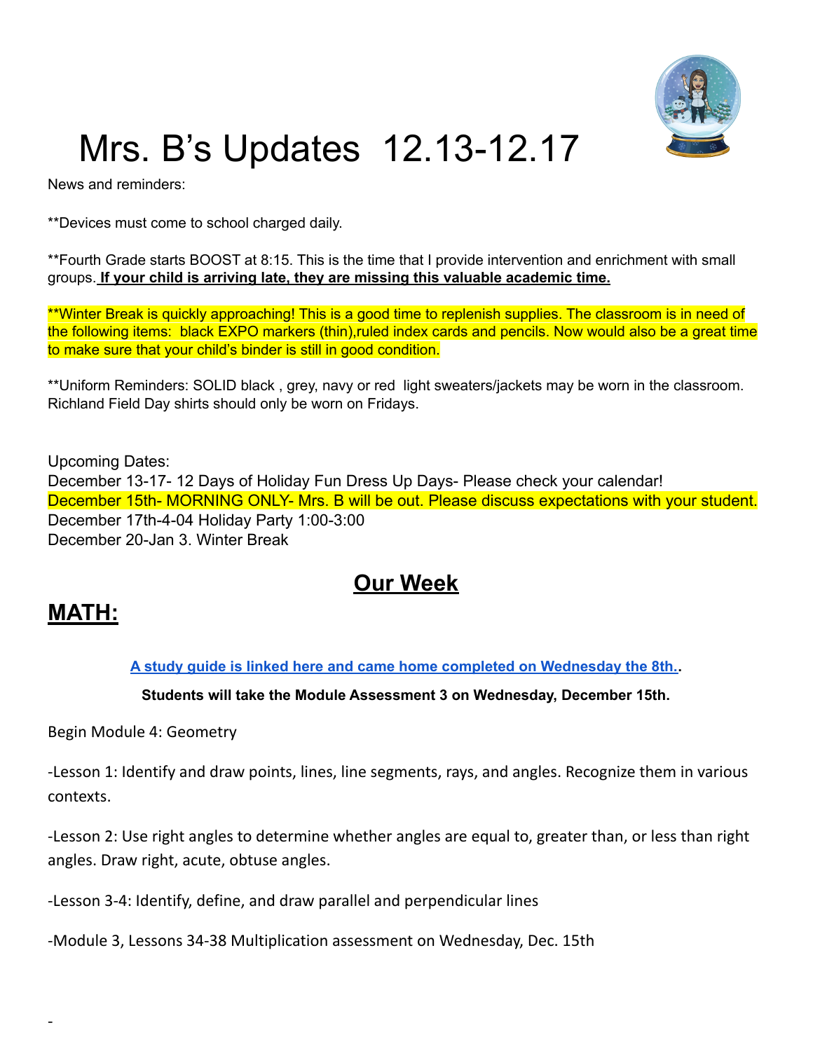# Mrs. B's Updates 12.13-12.17

News and reminders:

**Devices must come to school charged daily.

**Fourth Grade starts BOOST at 8:15. This is the time that I provide intervention and enrichment with small groups. **<u>If your child is arriving late, they are missing this valuable academic time.</u>**

**Winter Break is quickly approaching! This is a good time to replenish supplies. The classroom is in need of the following items: black EXPO markers (thin),ruled index cards and pencils. Now would also be a great time to make sure that your child's binder is still in good condition.

**Uniform Reminders: SOLID black , grey, navy or red light sweaters/jackets may be worn in the classroom. Richland Field Day shirts should only be worn on Fridays.

Upcoming Dates:
December 13-17- 12 Days of Holiday Fun Dress Up Days- Please check your calendar!
December 15th- MORNING ONLY- Mrs. B will be out. Please discuss expectations with your student.
December 17th-4-04 Holiday Party 1:00-3:00
December 20-Jan 3. Winter Break

## Our Week

## MATH:

**A study guide is linked here and came home completed on Wednesday the 8th..**

**Students will take the Module Assessment 3 on Wednesday, December 15th.**

Begin Module 4: Geometry

-Lesson 1: Identify and draw points, lines, line segments, rays, and angles. Recognize them in various contexts.

-Lesson 2: Use right angles to determine whether angles are equal to, greater than, or less than right angles. Draw right, acute, obtuse angles.

-Lesson 3-4: Identify, define, and draw parallel and perpendicular lines

-Module 3, Lessons 34-38 Multiplication assessment on Wednesday, Dec. 15th

-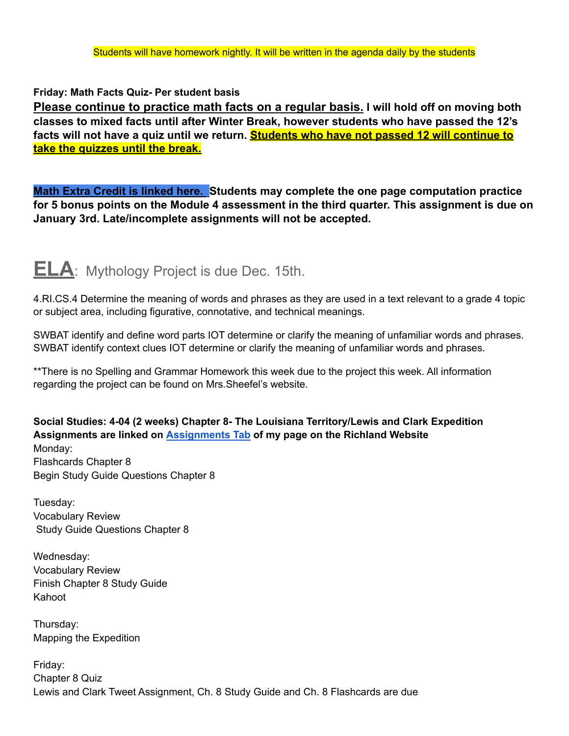Students will have homework nightly. It will be written in the agenda daily by the students

**Friday: Math Facts Quiz- Per student basis**

**Please continue to practice math facts on a regular basis. I will hold off on moving both classes to mixed facts until after Winter Break, however students who have passed the 12's facts will not have a quiz until we return. Students who have not passed 12 will continue to take the quizzes until the break.**

**Math Extra Credit is linked here. Students may complete the one page computation practice for 5 bonus points on the Module 4 assessment in the third quarter. This assignment is due on January 3rd. Late/incomplete assignments will not be accepted.**

## ELA: Mythology Project is due Dec. 15th.

4.RI.CS.4 Determine the meaning of words and phrases as they are used in a text relevant to a grade 4 topic or subject area, including figurative, connotative, and technical meanings.

SWBAT identify and define word parts IOT determine or clarify the meaning of unfamiliar words and phrases.
SWBAT identify context clues IOT determine or clarify the meaning of unfamiliar words and phrases.

**There is no Spelling and Grammar Homework this week due to the project this week. All information regarding the project can be found on Mrs.Sheefel's website.

**Social Studies: 4-04 (2 weeks) Chapter 8- The Louisiana Territory/Lewis and Clark Expedition**
**Assignments are linked on Assignments Tab of my page on the Richland Website**

Monday:
Flashcards Chapter 8
Begin Study Guide Questions Chapter 8

Tuesday:
Vocabulary Review
Study Guide Questions Chapter 8

Wednesday:
Vocabulary Review
Finish Chapter 8 Study Guide
Kahoot

Thursday:
Mapping the Expedition

Friday:
Chapter 8 Quiz
Lewis and Clark Tweet Assignment, Ch. 8 Study Guide and Ch. 8 Flashcards are due